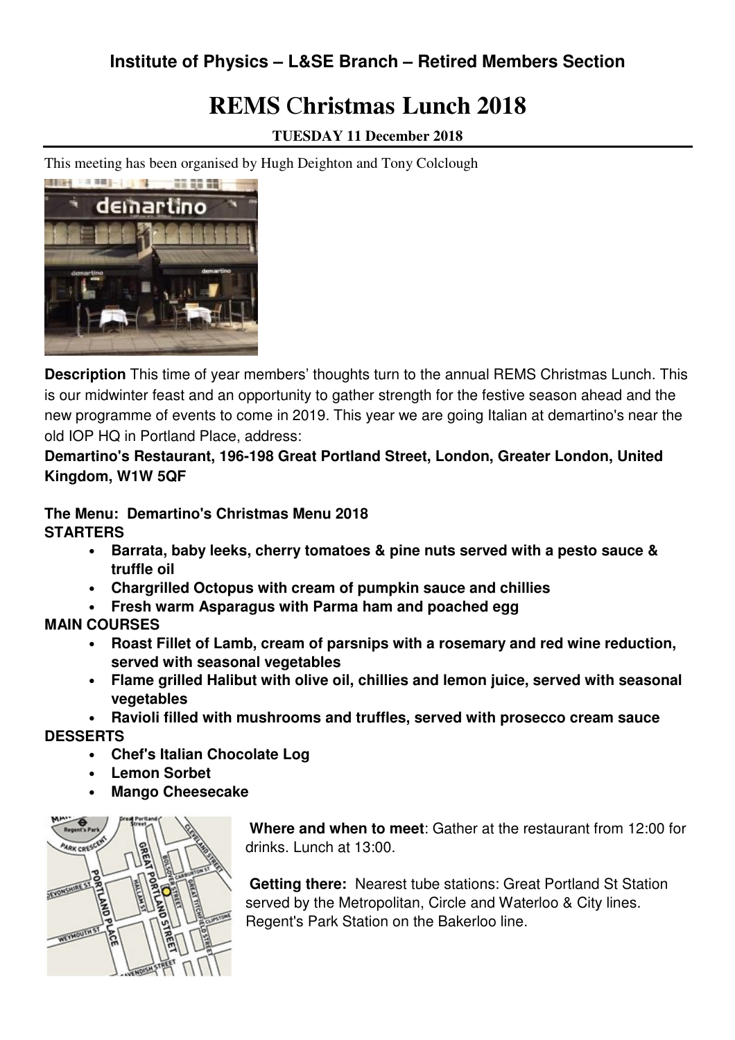**Institute of Physics – L&SE Branch – Retired Members Section**

# REMS Christmas Lunch 2018

**TUESDAY 11 December 2018**

This meeting has been organised by Hugh Deighton and Tony Colclough

**Description** This time of year members' thoughts turn to the annual REMS Christmas Lunch. This is our midwinter feast and an opportunity to gather strength for the festive season ahead and the new programme of events to come in 2019. This year we are going Italian at demartino's near the old IOP HQ in Portland Place, address:

**Demartino's Restaurant, 196-198 Great Portland Street, London, Greater London, United Kingdom, W1W 5QF**

**The Menu: Demartino's Christmas Menu 2018**

**STARTERS**

- **Barrata, baby leeks, cherry tomatoes & pine nuts served with a pesto sauce & truffle oil**
- **Chargrilled Octopus with cream of pumpkin sauce and chillies**
- **Fresh warm Asparagus with Parma ham and poached egg**

**MAIN COURSES**

- **Roast Fillet of Lamb, cream of parsnips with a rosemary and red wine reduction, served with seasonal vegetables**
- **Flame grilled Halibut with olive oil, chillies and lemon juice, served with seasonal vegetables**
- **Ravioli filled with mushrooms and truffles, served with prosecco cream sauce**

**DESSERTS**

- **Chef's Italian Chocolate Log**
- **Lemon Sorbet**
- **Mango Cheesecake**

**Where and when to meet**: Gather at the restaurant from 12:00 for drinks. Lunch at 13:00.

**Getting there:** Nearest tube stations: Great Portland St Station served by the Metropolitan, Circle and Waterloo & City lines. Regent's Park Station on the Bakerloo line.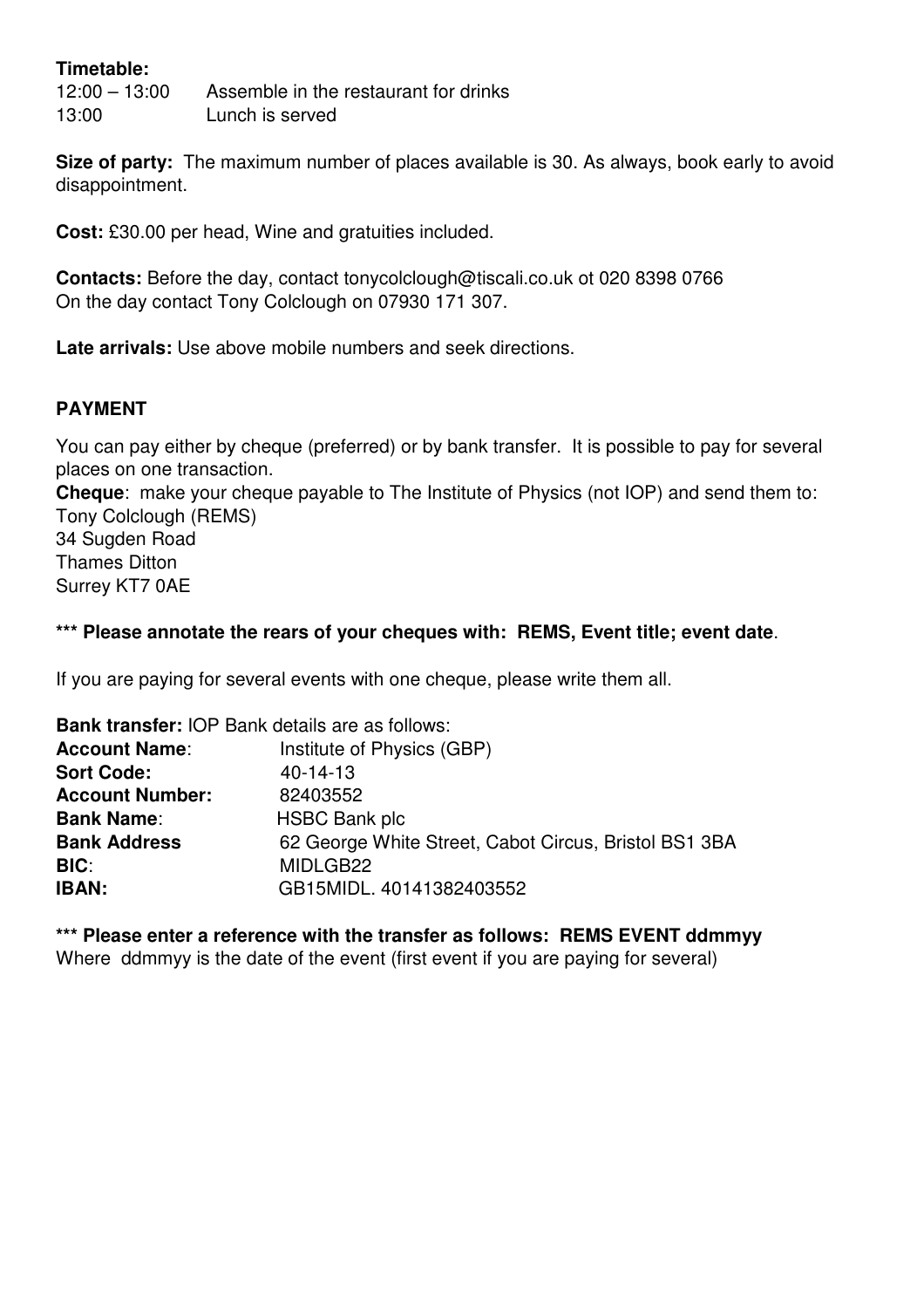**Timetable:**

12:00 – 13:00 Assemble in the restaurant for drinks
13:00 Lunch is served

**Size of party:** The maximum number of places available is 30. As always, book early to avoid disappointment.

**Cost:** £30.00 per head, Wine and gratuities included.

**Contacts:** Before the day, contact tonycolclough@tiscali.co.uk ot 020 8398 0766
On the day contact Tony Colclough on 07930 171 307.

**Late arrivals:** Use above mobile numbers and seek directions.

## PAYMENT

You can pay either by cheque (preferred) or by bank transfer. It is possible to pay for several places on one transaction.

**Cheque**: make your cheque payable to The Institute of Physics (not IOP) and send them to:
Tony Colclough (REMS)
34 Sugden Road
Thames Ditton
Surrey KT7 0AE

**\*\*\* Please annotate the rears of your cheques with: REMS, Event title; event date**.

If you are paying for several events with one cheque, please write them all.

**Bank transfer:** IOP Bank details are as follows:

| | |
|---|---|
| **Account Name**: | Institute of Physics (GBP) |
| **Sort Code:** | 40-14-13 |
| **Account Number:** | 82403552 |
| **Bank Name**: | HSBC Bank plc |
| **Bank Address** | 62 George White Street, Cabot Circus, Bristol BS1 3BA |
| **BIC**: | MIDLGB22 |
| **IBAN:** | GB15MIDL. 40141382403552 |

**\*\*\* Please enter a reference with the transfer as follows: REMS EVENT ddmmyy**
Where ddmmyy is the date of the event (first event if you are paying for several)